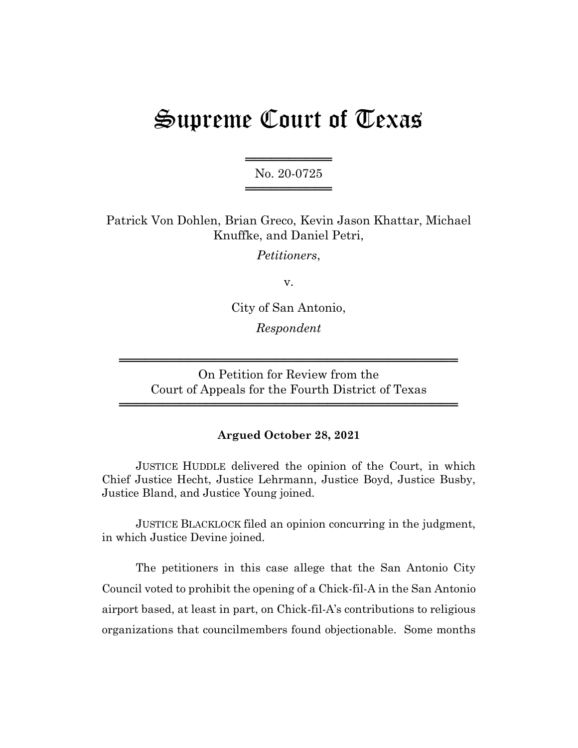# Supreme Court of Texas

No. 20-0725

Patrick Von Dohlen, Brian Greco, Kevin Jason Khattar, Michael Knuffke, and Daniel Petri,

*Petitioners*,

v.

City of San Antonio,

*Respondent*

On Petition for Review from the Court of Appeals for the Fourth District of Texas

**Argued October 28, 2021**

JUSTICE HUDDLE delivered the opinion of the Court, in which Chief Justice Hecht, Justice Lehrmann, Justice Boyd, Justice Busby, Justice Bland, and Justice Young joined.

JUSTICE BLACKLOCK filed an opinion concurring in the judgment, in which Justice Devine joined.

The petitioners in this case allege that the San Antonio City Council voted to prohibit the opening of a Chick-fil-A in the San Antonio airport based, at least in part, on Chick-fil-A's contributions to religious organizations that councilmembers found objectionable. Some months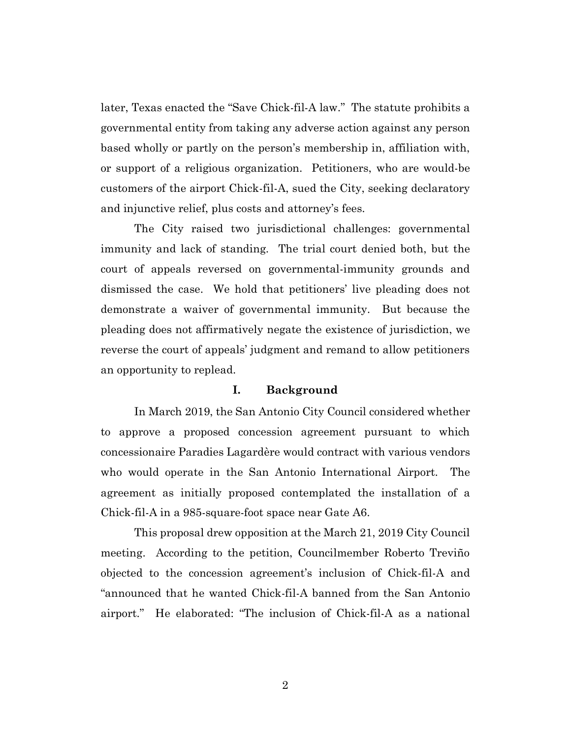later, Texas enacted the "Save Chick-fil-A law." The statute prohibits a governmental entity from taking any adverse action against any person based wholly or partly on the person's membership in, affiliation with, or support of a religious organization. Petitioners, who are would-be customers of the airport Chick-fil-A, sued the City, seeking declaratory and injunctive relief, plus costs and attorney's fees.

The City raised two jurisdictional challenges: governmental immunity and lack of standing. The trial court denied both, but the court of appeals reversed on governmental-immunity grounds and dismissed the case. We hold that petitioners' live pleading does not demonstrate a waiver of governmental immunity. But because the pleading does not affirmatively negate the existence of jurisdiction, we reverse the court of appeals' judgment and remand to allow petitioners an opportunity to replead.

## I. Background

In March 2019, the San Antonio City Council considered whether to approve a proposed concession agreement pursuant to which concessionaire Paradies Lagardère would contract with various vendors who would operate in the San Antonio International Airport. The agreement as initially proposed contemplated the installation of a Chick-fil-A in a 985-square-foot space near Gate A6.

This proposal drew opposition at the March 21, 2019 City Council meeting. According to the petition, Councilmember Roberto Treviño objected to the concession agreement's inclusion of Chick-fil-A and "announced that he wanted Chick-fil-A banned from the San Antonio airport." He elaborated: "The inclusion of Chick-fil-A as a national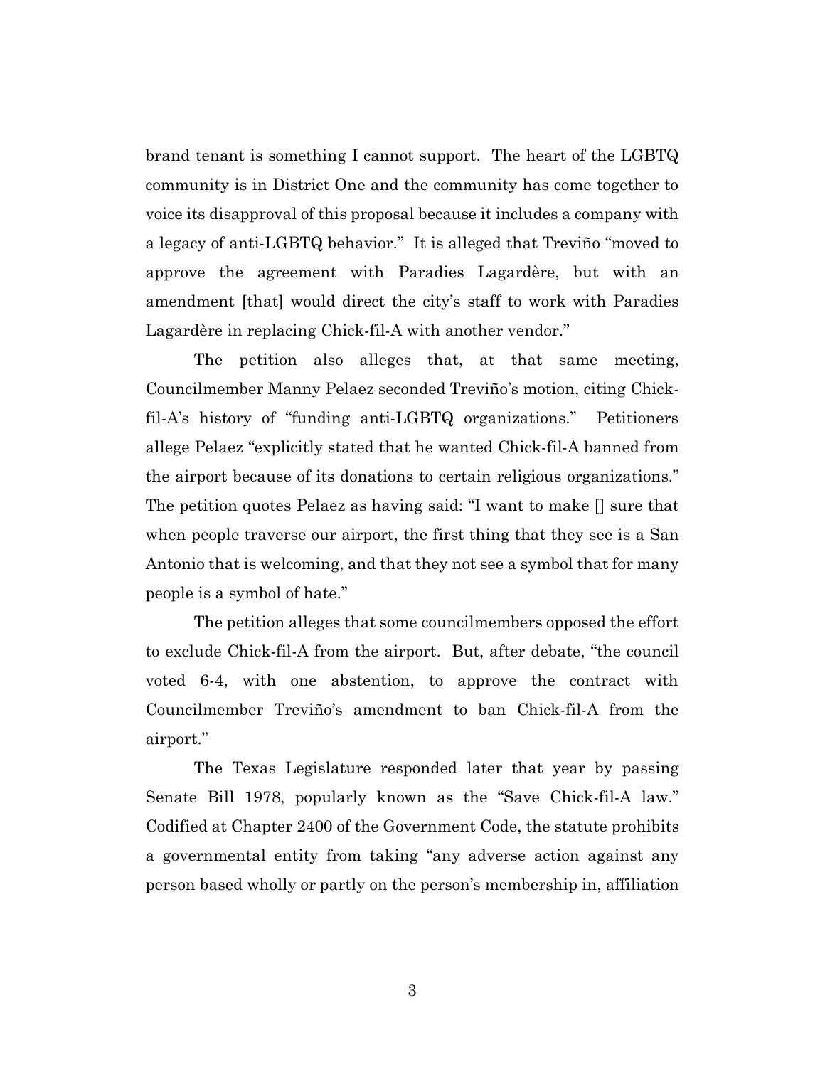brand tenant is something I cannot support. The heart of the LGBTQ community is in District One and the community has come together to voice its disapproval of this proposal because it includes a company with a legacy of anti-LGBTQ behavior." It is alleged that Treviño "moved to approve the agreement with Paradies Lagardère, but with an amendment [that] would direct the city's staff to work with Paradies Lagardère in replacing Chick-fil-A with another vendor."

The petition also alleges that, at that same meeting, Councilmember Manny Pelaez seconded Treviño's motion, citing Chick-fil-A's history of "funding anti-LGBTQ organizations." Petitioners allege Pelaez "explicitly stated that he wanted Chick-fil-A banned from the airport because of its donations to certain religious organizations." The petition quotes Pelaez as having said: "I want to make [] sure that when people traverse our airport, the first thing that they see is a San Antonio that is welcoming, and that they not see a symbol that for many people is a symbol of hate."

The petition alleges that some councilmembers opposed the effort to exclude Chick-fil-A from the airport. But, after debate, "the council voted 6-4, with one abstention, to approve the contract with Councilmember Treviño's amendment to ban Chick-fil-A from the airport."

The Texas Legislature responded later that year by passing Senate Bill 1978, popularly known as the "Save Chick-fil-A law." Codified at Chapter 2400 of the Government Code, the statute prohibits a governmental entity from taking "any adverse action against any person based wholly or partly on the person's membership in, affiliation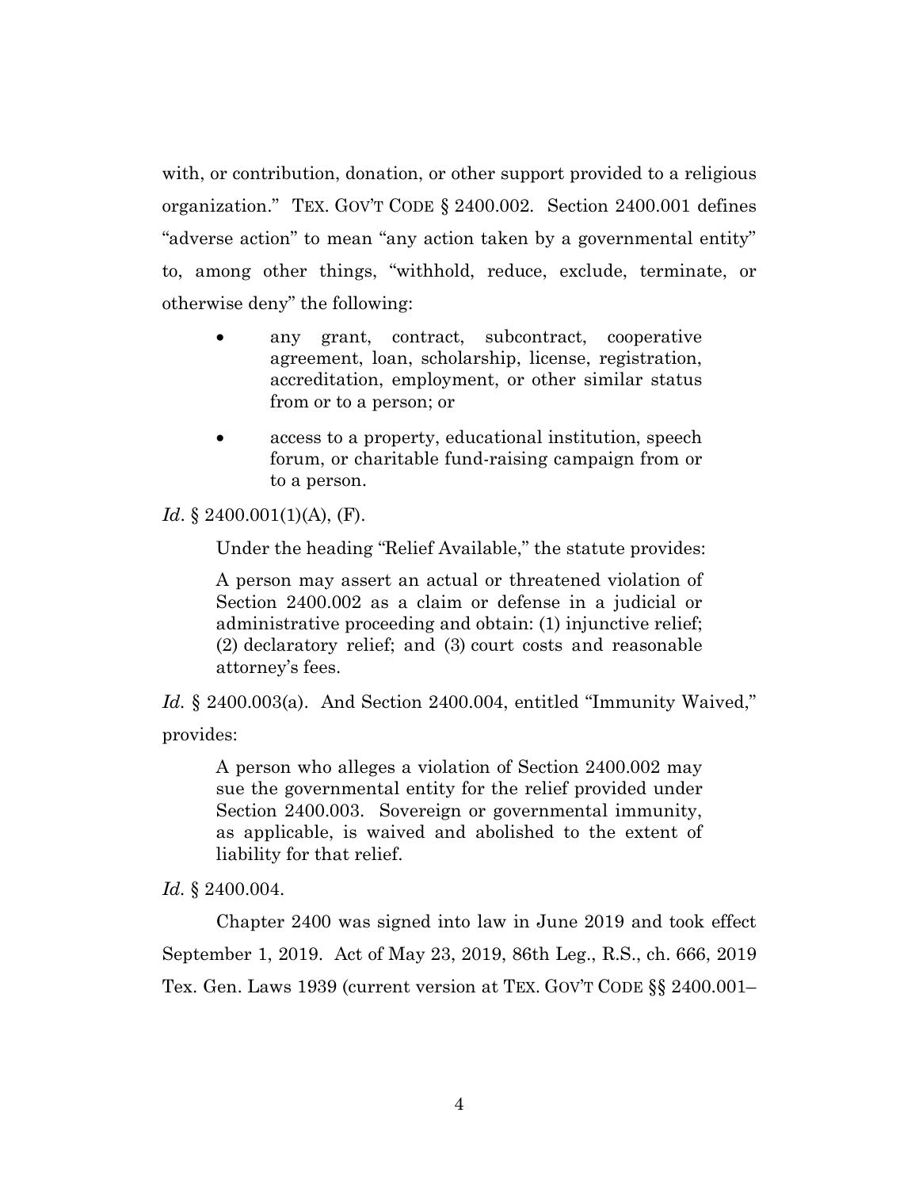with, or contribution, donation, or other support provided to a religious organization." TEX. GOV'T CODE § 2400.002. Section 2400.001 defines "adverse action" to mean "any action taken by a governmental entity" to, among other things, "withhold, reduce, exclude, terminate, or otherwise deny" the following:

> - any grant, contract, subcontract, cooperative agreement, loan, scholarship, license, registration, accreditation, employment, or other similar status from or to a person; or
> - access to a property, educational institution, speech forum, or charitable fund-raising campaign from or to a person.

*Id*. § 2400.001(1)(A), (F).

Under the heading "Relief Available," the statute provides:

> A person may assert an actual or threatened violation of Section 2400.002 as a claim or defense in a judicial or administrative proceeding and obtain: (1) injunctive relief; (2) declaratory relief; and (3) court costs and reasonable attorney's fees.

*Id.* § 2400.003(a). And Section 2400.004, entitled "Immunity Waived," provides:

> A person who alleges a violation of Section 2400.002 may sue the governmental entity for the relief provided under Section 2400.003. Sovereign or governmental immunity, as applicable, is waived and abolished to the extent of liability for that relief.

*Id.* § 2400.004.

Chapter 2400 was signed into law in June 2019 and took effect September 1, 2019. Act of May 23, 2019, 86th Leg., R.S., ch. 666, 2019 Tex. Gen. Laws 1939 (current version at TEX. GOV'T CODE §§ 2400.001–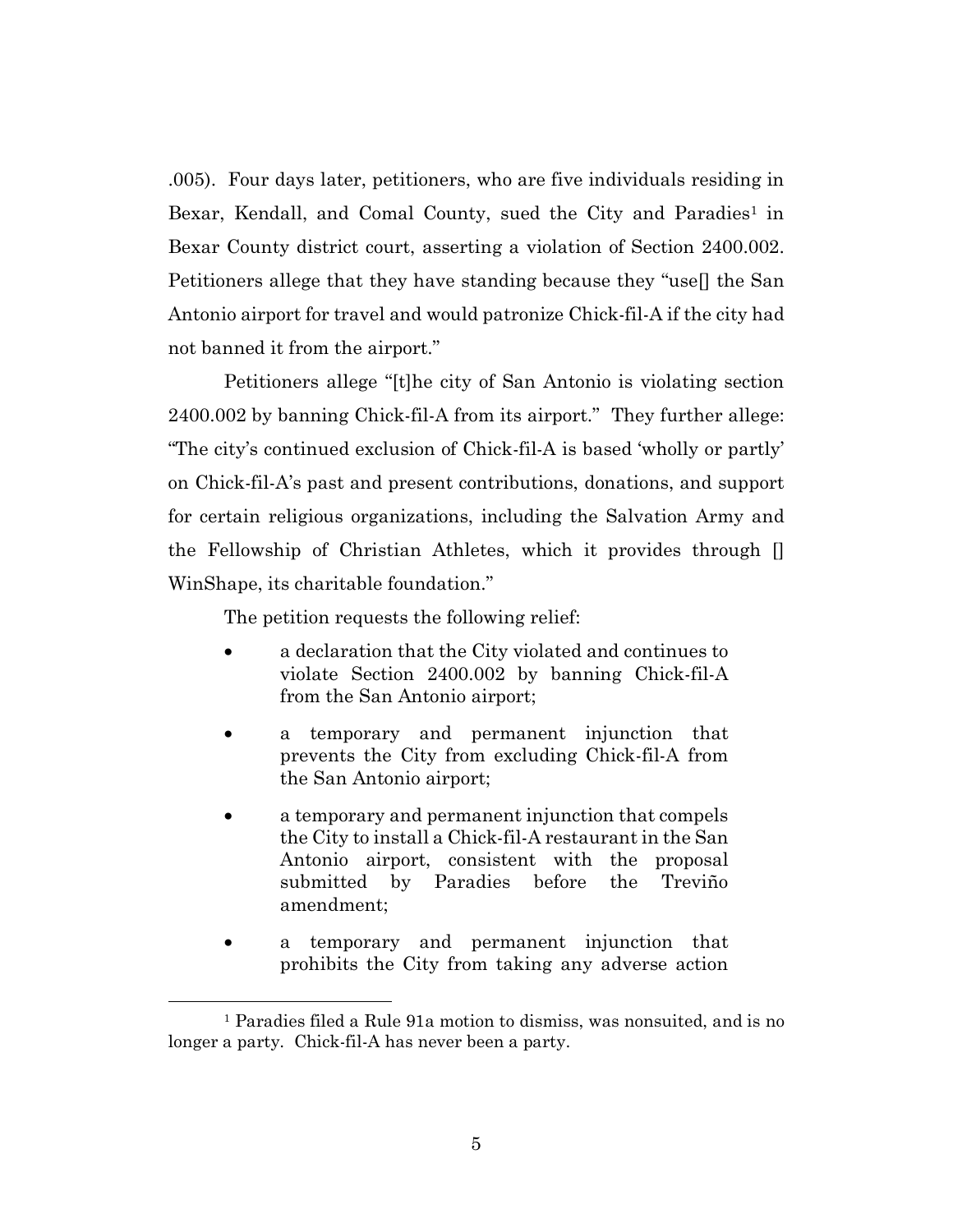.005). Four days later, petitioners, who are five individuals residing in Bexar, Kendall, and Comal County, sued the City and Paradies[1] in Bexar County district court, asserting a violation of Section 2400.002. Petitioners allege that they have standing because they "use[] the San Antonio airport for travel and would patronize Chick-fil-A if the city had not banned it from the airport."

Petitioners allege "[t]he city of San Antonio is violating section 2400.002 by banning Chick-fil-A from its airport." They further allege: "The city's continued exclusion of Chick-fil-A is based 'wholly or partly' on Chick-fil-A's past and present contributions, donations, and support for certain religious organizations, including the Salvation Army and the Fellowship of Christian Athletes, which it provides through [] WinShape, its charitable foundation."

The petition requests the following relief:

- a declaration that the City violated and continues to violate Section 2400.002 by banning Chick-fil-A from the San Antonio airport;
- a temporary and permanent injunction that prevents the City from excluding Chick-fil-A from the San Antonio airport;
- a temporary and permanent injunction that compels the City to install a Chick-fil-A restaurant in the San Antonio airport, consistent with the proposal submitted by Paradies before the Treviño amendment;
- a temporary and permanent injunction that prohibits the City from taking any adverse action

[1] Paradies filed a Rule 91a motion to dismiss, was nonsuited, and is no longer a party. Chick-fil-A has never been a party.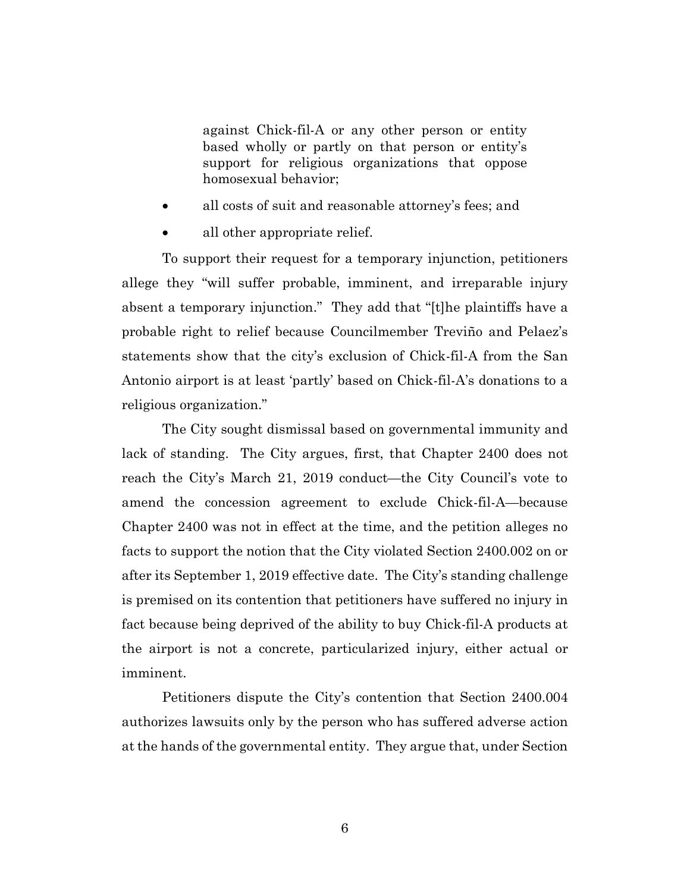against Chick-fil-A or any other person or entity based wholly or partly on that person or entity's support for religious organizations that oppose homosexual behavior;

- all costs of suit and reasonable attorney's fees; and
- all other appropriate relief.

To support their request for a temporary injunction, petitioners allege they "will suffer probable, imminent, and irreparable injury absent a temporary injunction." They add that "[t]he plaintiffs have a probable right to relief because Councilmember Treviño and Pelaez's statements show that the city's exclusion of Chick-fil-A from the San Antonio airport is at least 'partly' based on Chick-fil-A's donations to a religious organization."

The City sought dismissal based on governmental immunity and lack of standing. The City argues, first, that Chapter 2400 does not reach the City's March 21, 2019 conduct—the City Council's vote to amend the concession agreement to exclude Chick-fil-A—because Chapter 2400 was not in effect at the time, and the petition alleges no facts to support the notion that the City violated Section 2400.002 on or after its September 1, 2019 effective date. The City's standing challenge is premised on its contention that petitioners have suffered no injury in fact because being deprived of the ability to buy Chick-fil-A products at the airport is not a concrete, particularized injury, either actual or imminent.

Petitioners dispute the City's contention that Section 2400.004 authorizes lawsuits only by the person who has suffered adverse action at the hands of the governmental entity. They argue that, under Section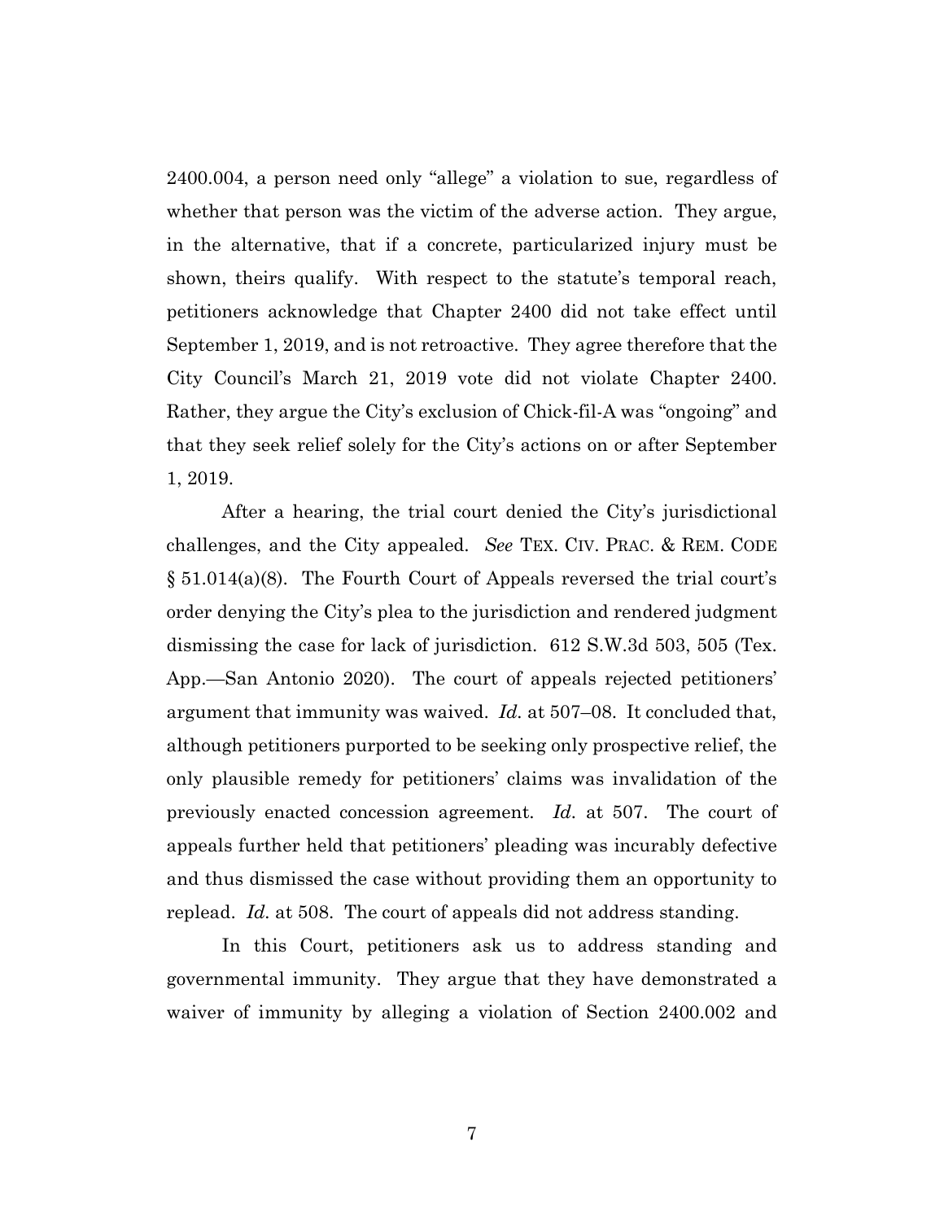2400.004, a person need only "allege" a violation to sue, regardless of whether that person was the victim of the adverse action. They argue, in the alternative, that if a concrete, particularized injury must be shown, theirs qualify. With respect to the statute's temporal reach, petitioners acknowledge that Chapter 2400 did not take effect until September 1, 2019, and is not retroactive. They agree therefore that the City Council's March 21, 2019 vote did not violate Chapter 2400. Rather, they argue the City's exclusion of Chick-fil-A was "ongoing" and that they seek relief solely for the City's actions on or after September 1, 2019.

After a hearing, the trial court denied the City's jurisdictional challenges, and the City appealed. *See* TEX. CIV. PRAC. & REM. CODE § 51.014(a)(8). The Fourth Court of Appeals reversed the trial court's order denying the City's plea to the jurisdiction and rendered judgment dismissing the case for lack of jurisdiction. 612 S.W.3d 503, 505 (Tex. App.—San Antonio 2020). The court of appeals rejected petitioners' argument that immunity was waived. *Id.* at 507–08. It concluded that, although petitioners purported to be seeking only prospective relief, the only plausible remedy for petitioners' claims was invalidation of the previously enacted concession agreement. *Id.* at 507. The court of appeals further held that petitioners' pleading was incurably defective and thus dismissed the case without providing them an opportunity to replead. *Id.* at 508. The court of appeals did not address standing.

In this Court, petitioners ask us to address standing and governmental immunity. They argue that they have demonstrated a waiver of immunity by alleging a violation of Section 2400.002 and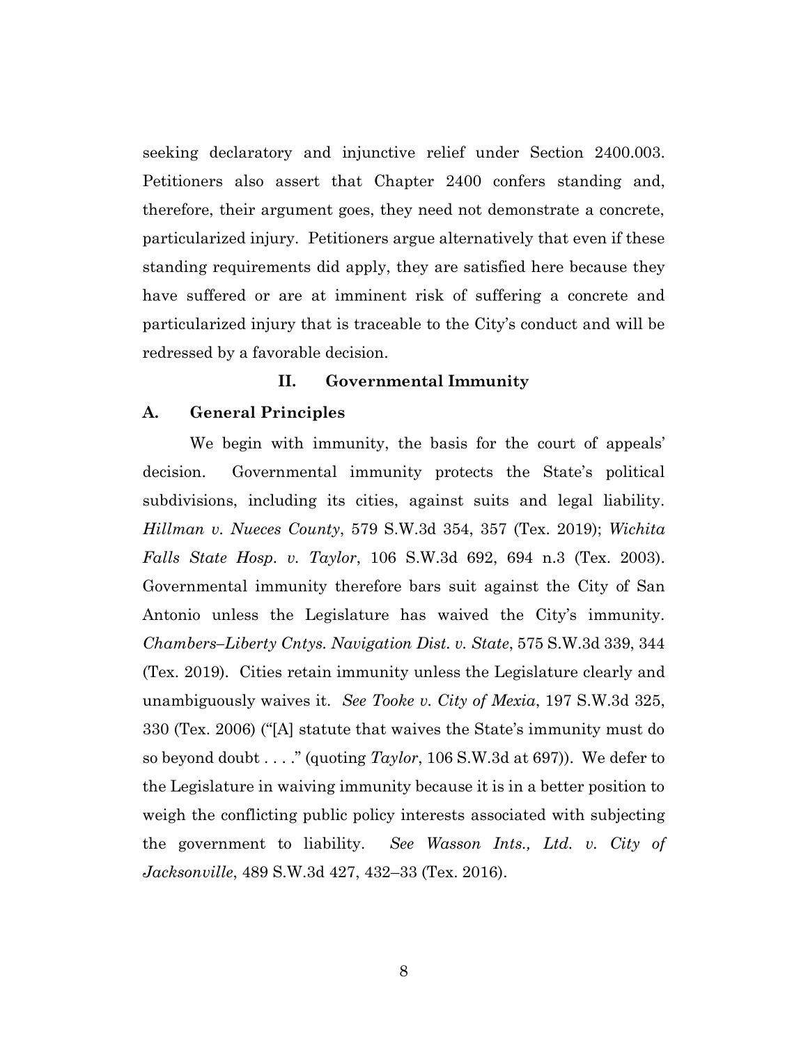seeking declaratory and injunctive relief under Section 2400.003. Petitioners also assert that Chapter 2400 confers standing and, therefore, their argument goes, they need not demonstrate a concrete, particularized injury. Petitioners argue alternatively that even if these standing requirements did apply, they are satisfied here because they have suffered or are at imminent risk of suffering a concrete and particularized injury that is traceable to the City's conduct and will be redressed by a favorable decision.

## II. Governmental Immunity

### A. General Principles

We begin with immunity, the basis for the court of appeals' decision. Governmental immunity protects the State's political subdivisions, including its cities, against suits and legal liability. *Hillman v. Nueces County*, 579 S.W.3d 354, 357 (Tex. 2019); *Wichita Falls State Hosp. v. Taylor*, 106 S.W.3d 692, 694 n.3 (Tex. 2003). Governmental immunity therefore bars suit against the City of San Antonio unless the Legislature has waived the City's immunity. *Chambers–Liberty Cntys. Navigation Dist. v. State*, 575 S.W.3d 339, 344 (Tex. 2019). Cities retain immunity unless the Legislature clearly and unambiguously waives it. *See Tooke v. City of Mexia*, 197 S.W.3d 325, 330 (Tex. 2006) ("[A] statute that waives the State's immunity must do so beyond doubt . . . ." (quoting *Taylor*, 106 S.W.3d at 697)). We defer to the Legislature in waiving immunity because it is in a better position to weigh the conflicting public policy interests associated with subjecting the government to liability. *See Wasson Ints., Ltd. v. City of Jacksonville*, 489 S.W.3d 427, 432–33 (Tex. 2016).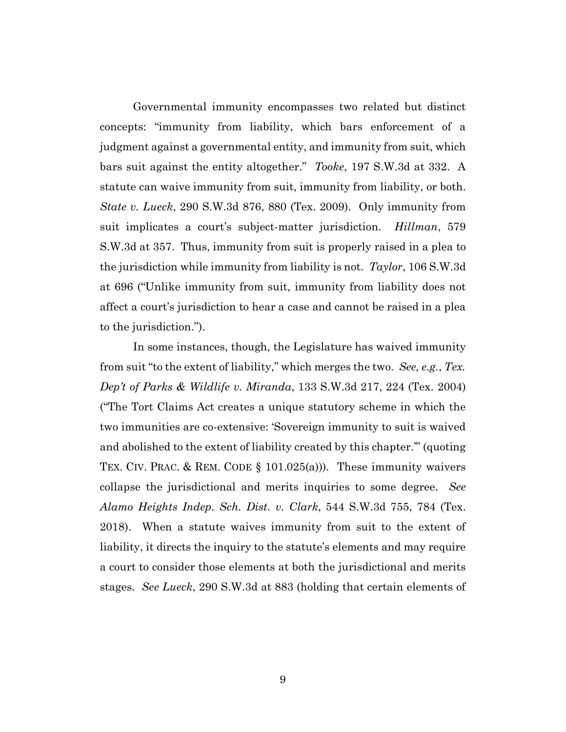Governmental immunity encompasses two related but distinct concepts: "immunity from liability, which bars enforcement of a judgment against a governmental entity, and immunity from suit, which bars suit against the entity altogether." *Tooke*, 197 S.W.3d at 332. A statute can waive immunity from suit, immunity from liability, or both. *State v. Lueck*, 290 S.W.3d 876, 880 (Tex. 2009). Only immunity from suit implicates a court's subject-matter jurisdiction. *Hillman*, 579 S.W.3d at 357. Thus, immunity from suit is properly raised in a plea to the jurisdiction while immunity from liability is not. *Taylor*, 106 S.W.3d at 696 ("Unlike immunity from suit, immunity from liability does not affect a court's jurisdiction to hear a case and cannot be raised in a plea to the jurisdiction.").

In some instances, though, the Legislature has waived immunity from suit "to the extent of liability," which merges the two. *See, e.g.*, *Tex. Dep't of Parks & Wildlife v. Miranda*, 133 S.W.3d 217, 224 (Tex. 2004) ("The Tort Claims Act creates a unique statutory scheme in which the two immunities are co-extensive: 'Sovereign immunity to suit is waived and abolished to the extent of liability created by this chapter.'" (quoting TEX. CIV. PRAC. & REM. CODE § 101.025(a))). These immunity waivers collapse the jurisdictional and merits inquiries to some degree. *See Alamo Heights Indep. Sch. Dist. v. Clark*, 544 S.W.3d 755, 784 (Tex. 2018). When a statute waives immunity from suit to the extent of liability, it directs the inquiry to the statute's elements and may require a court to consider those elements at both the jurisdictional and merits stages. *See Lueck*, 290 S.W.3d at 883 (holding that certain elements of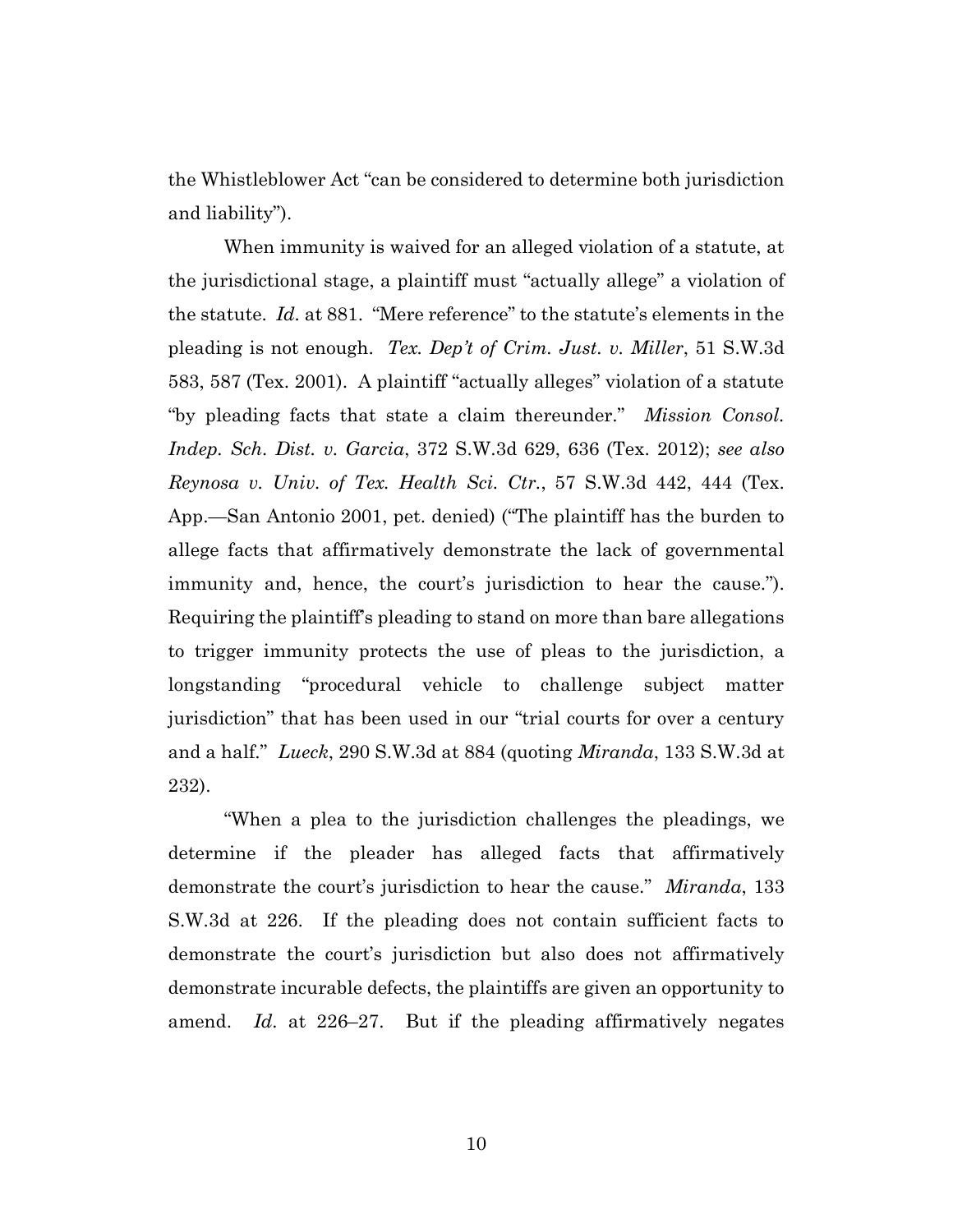the Whistleblower Act "can be considered to determine both jurisdiction and liability").

When immunity is waived for an alleged violation of a statute, at the jurisdictional stage, a plaintiff must "actually allege" a violation of the statute. *Id.* at 881. "Mere reference" to the statute's elements in the pleading is not enough. *Tex. Dep't of Crim. Just. v. Miller*, 51 S.W.3d 583, 587 (Tex. 2001). A plaintiff "actually alleges" violation of a statute "by pleading facts that state a claim thereunder." *Mission Consol. Indep. Sch. Dist. v. Garcia*, 372 S.W.3d 629, 636 (Tex. 2012); *see also Reynosa v. Univ. of Tex. Health Sci. Ctr.*, 57 S.W.3d 442, 444 (Tex. App.—San Antonio 2001, pet. denied) ("The plaintiff has the burden to allege facts that affirmatively demonstrate the lack of governmental immunity and, hence, the court's jurisdiction to hear the cause."). Requiring the plaintiff's pleading to stand on more than bare allegations to trigger immunity protects the use of pleas to the jurisdiction, a longstanding "procedural vehicle to challenge subject matter jurisdiction" that has been used in our "trial courts for over a century and a half." *Lueck*, 290 S.W.3d at 884 (quoting *Miranda*, 133 S.W.3d at 232).

"When a plea to the jurisdiction challenges the pleadings, we determine if the pleader has alleged facts that affirmatively demonstrate the court's jurisdiction to hear the cause." *Miranda*, 133 S.W.3d at 226. If the pleading does not contain sufficient facts to demonstrate the court's jurisdiction but also does not affirmatively demonstrate incurable defects, the plaintiffs are given an opportunity to amend. *Id.* at 226–27. But if the pleading affirmatively negates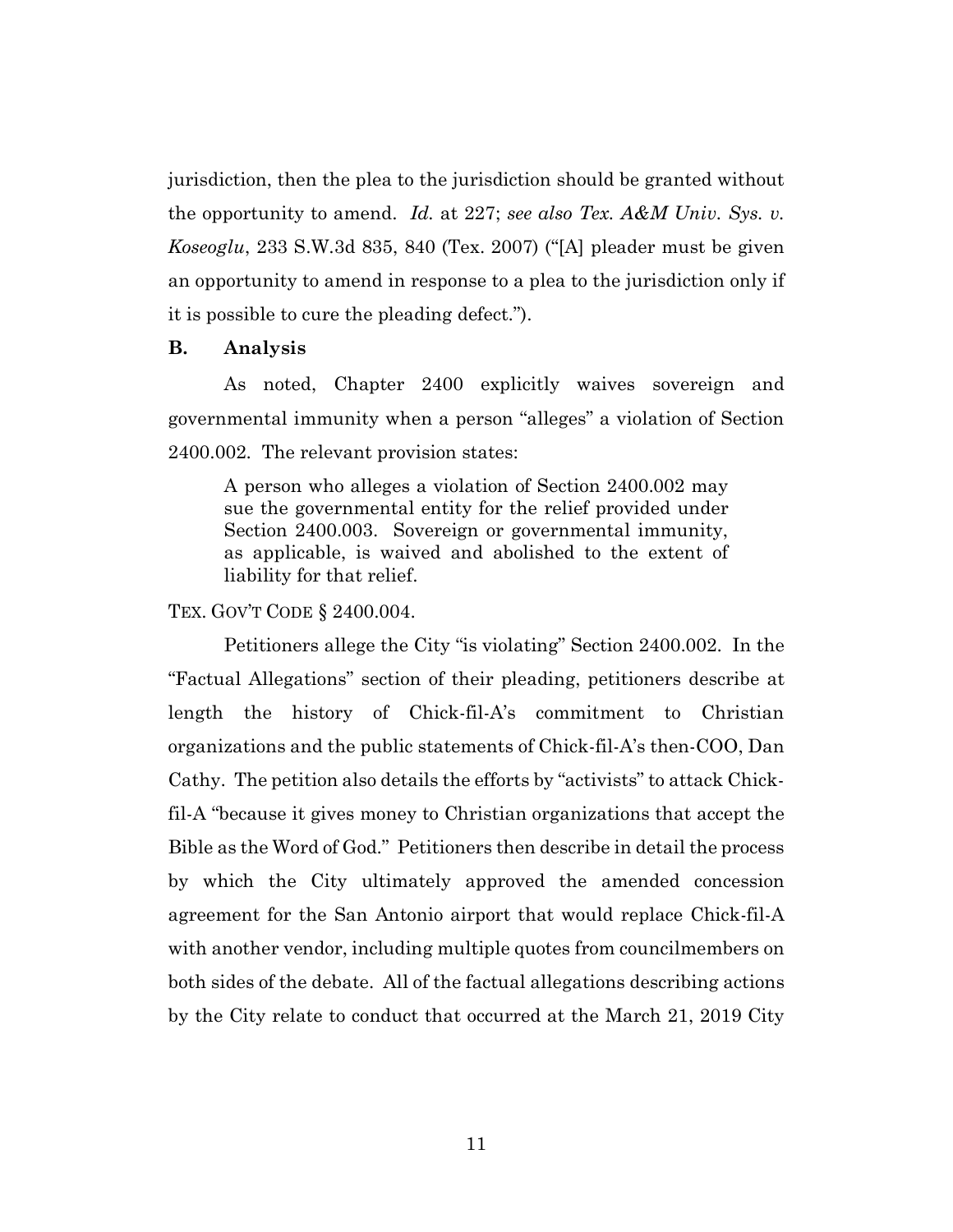jurisdiction, then the plea to the jurisdiction should be granted without the opportunity to amend. *Id.* at 227; *see also Tex. A&M Univ. Sys. v. Koseoglu*, 233 S.W.3d 835, 840 (Tex. 2007) ("[A] pleader must be given an opportunity to amend in response to a plea to the jurisdiction only if it is possible to cure the pleading defect.").

### B. Analysis

As noted, Chapter 2400 explicitly waives sovereign and governmental immunity when a person "alleges" a violation of Section 2400.002. The relevant provision states:

> A person who alleges a violation of Section 2400.002 may sue the governmental entity for the relief provided under Section 2400.003. Sovereign or governmental immunity, as applicable, is waived and abolished to the extent of liability for that relief.

TEX. GOV'T CODE § 2400.004.

Petitioners allege the City "is violating" Section 2400.002. In the "Factual Allegations" section of their pleading, petitioners describe at length the history of Chick-fil-A's commitment to Christian organizations and the public statements of Chick-fil-A's then-COO, Dan Cathy. The petition also details the efforts by "activists" to attack Chick-fil-A "because it gives money to Christian organizations that accept the Bible as the Word of God." Petitioners then describe in detail the process by which the City ultimately approved the amended concession agreement for the San Antonio airport that would replace Chick-fil-A with another vendor, including multiple quotes from councilmembers on both sides of the debate. All of the factual allegations describing actions by the City relate to conduct that occurred at the March 21, 2019 City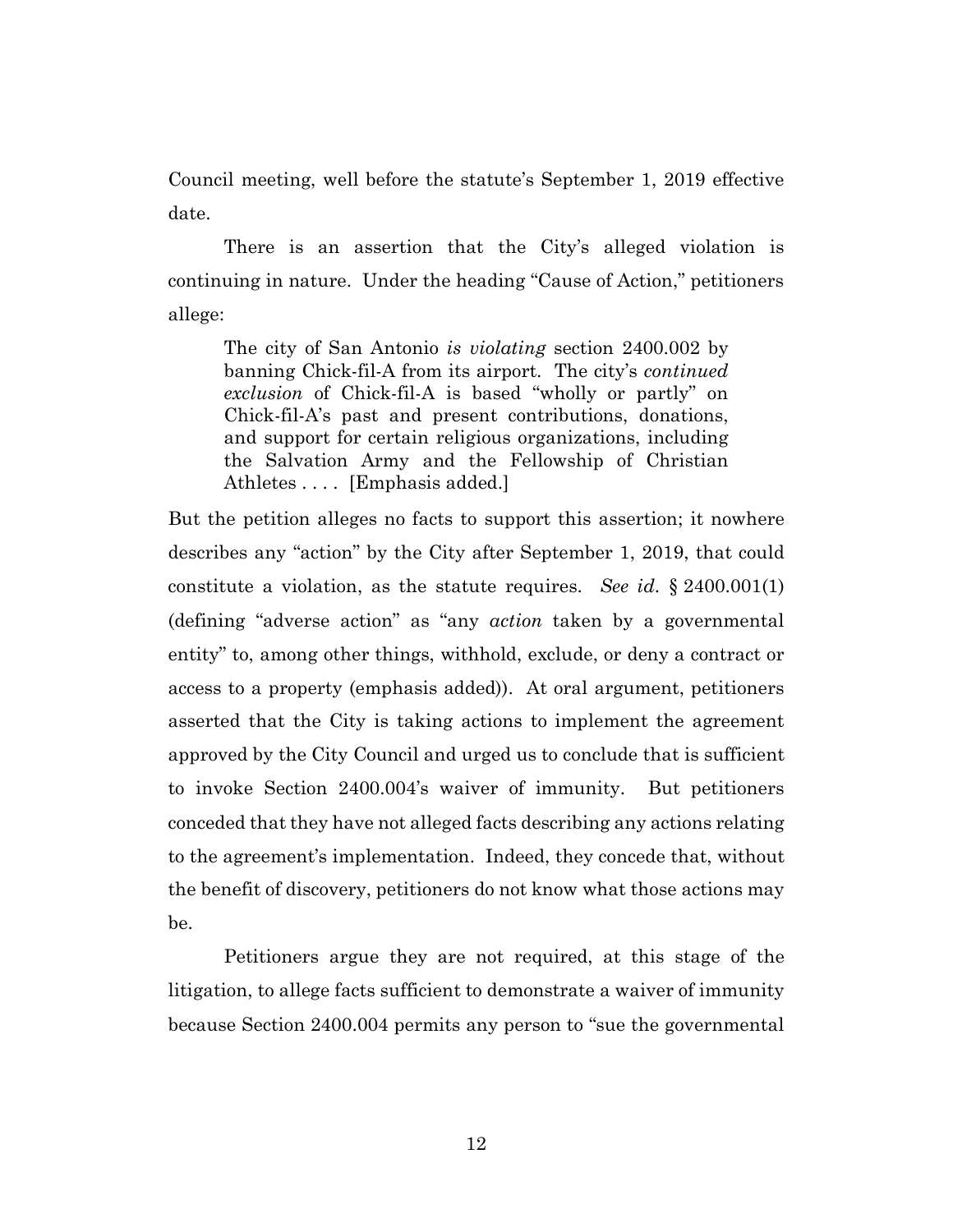Council meeting, well before the statute's September 1, 2019 effective date.

There is an assertion that the City's alleged violation is continuing in nature. Under the heading "Cause of Action," petitioners allege:

> The city of San Antonio *is violating* section 2400.002 by banning Chick-fil-A from its airport. The city's *continued exclusion* of Chick-fil-A is based "wholly or partly" on Chick-fil-A's past and present contributions, donations, and support for certain religious organizations, including the Salvation Army and the Fellowship of Christian Athletes . . . . [Emphasis added.]

But the petition alleges no facts to support this assertion; it nowhere describes any "action" by the City after September 1, 2019, that could constitute a violation, as the statute requires. *See id.* § 2400.001(1) (defining "adverse action" as "any *action* taken by a governmental entity" to, among other things, withhold, exclude, or deny a contract or access to a property (emphasis added)). At oral argument, petitioners asserted that the City is taking actions to implement the agreement approved by the City Council and urged us to conclude that is sufficient to invoke Section 2400.004's waiver of immunity. But petitioners conceded that they have not alleged facts describing any actions relating to the agreement's implementation. Indeed, they concede that, without the benefit of discovery, petitioners do not know what those actions may be.

Petitioners argue they are not required, at this stage of the litigation, to allege facts sufficient to demonstrate a waiver of immunity because Section 2400.004 permits any person to "sue the governmental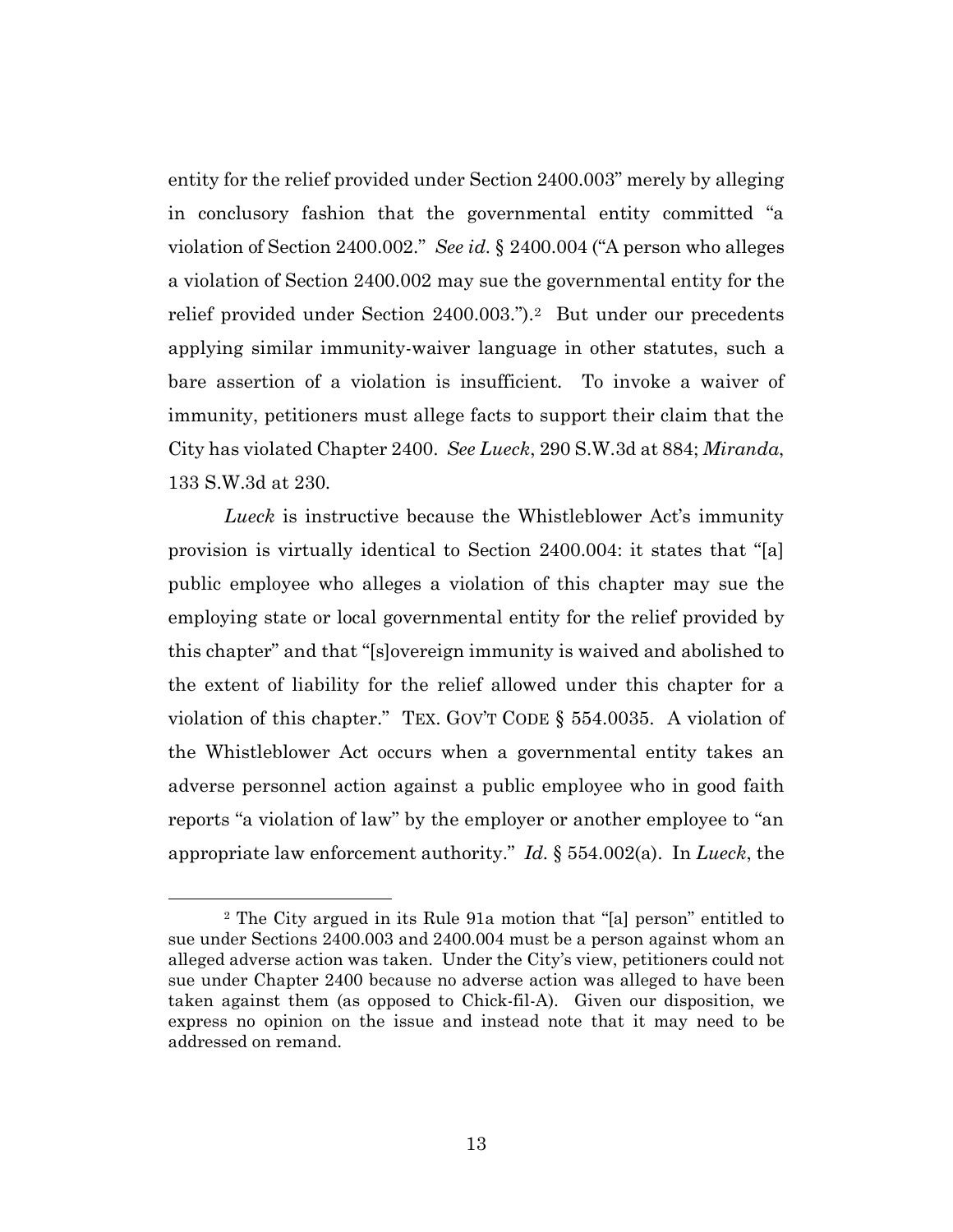entity for the relief provided under Section 2400.003" merely by alleging in conclusory fashion that the governmental entity committed "a violation of Section 2400.002." *See id.* § 2400.004 ("A person who alleges a violation of Section 2400.002 may sue the governmental entity for the relief provided under Section 2400.003.").[2] But under our precedents applying similar immunity-waiver language in other statutes, such a bare assertion of a violation is insufficient. To invoke a waiver of immunity, petitioners must allege facts to support their claim that the City has violated Chapter 2400. *See Lueck*, 290 S.W.3d at 884; *Miranda*, 133 S.W.3d at 230.

*Lueck* is instructive because the Whistleblower Act's immunity provision is virtually identical to Section 2400.004: it states that "[a] public employee who alleges a violation of this chapter may sue the employing state or local governmental entity for the relief provided by this chapter" and that "[s]overeign immunity is waived and abolished to the extent of liability for the relief allowed under this chapter for a violation of this chapter." TEX. GOV'T CODE § 554.0035. A violation of the Whistleblower Act occurs when a governmental entity takes an adverse personnel action against a public employee who in good faith reports "a violation of law" by the employer or another employee to "an appropriate law enforcement authority." *Id.* § 554.002(a). In *Lueck*, the

[2] The City argued in its Rule 91a motion that "[a] person" entitled to sue under Sections 2400.003 and 2400.004 must be a person against whom an alleged adverse action was taken. Under the City's view, petitioners could not sue under Chapter 2400 because no adverse action was alleged to have been taken against them (as opposed to Chick-fil-A). Given our disposition, we express no opinion on the issue and instead note that it may need to be addressed on remand.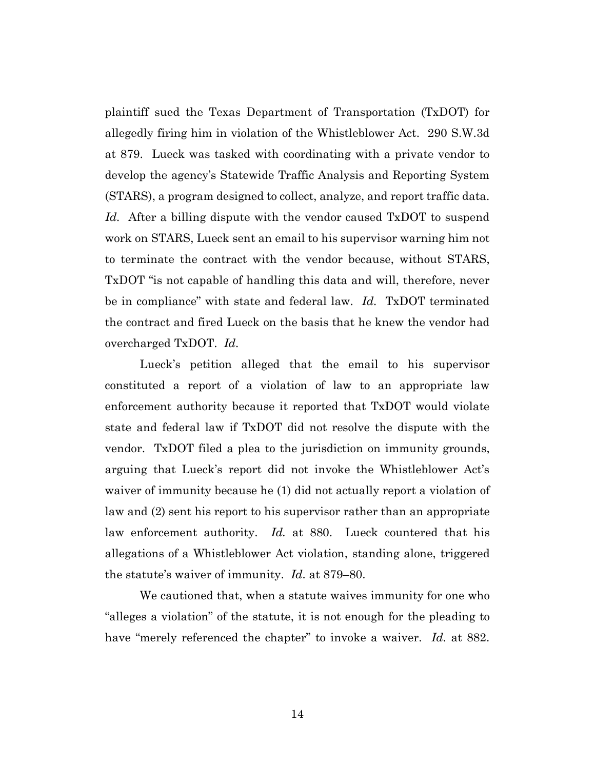plaintiff sued the Texas Department of Transportation (TxDOT) for allegedly firing him in violation of the Whistleblower Act. 290 S.W.3d at 879. Lueck was tasked with coordinating with a private vendor to develop the agency's Statewide Traffic Analysis and Reporting System (STARS), a program designed to collect, analyze, and report traffic data. *Id.* After a billing dispute with the vendor caused TxDOT to suspend work on STARS, Lueck sent an email to his supervisor warning him not to terminate the contract with the vendor because, without STARS, TxDOT "is not capable of handling this data and will, therefore, never be in compliance" with state and federal law. *Id.* TxDOT terminated the contract and fired Lueck on the basis that he knew the vendor had overcharged TxDOT. *Id.*

Lueck's petition alleged that the email to his supervisor constituted a report of a violation of law to an appropriate law enforcement authority because it reported that TxDOT would violate state and federal law if TxDOT did not resolve the dispute with the vendor. TxDOT filed a plea to the jurisdiction on immunity grounds, arguing that Lueck's report did not invoke the Whistleblower Act's waiver of immunity because he (1) did not actually report a violation of law and (2) sent his report to his supervisor rather than an appropriate law enforcement authority. *Id.* at 880. Lueck countered that his allegations of a Whistleblower Act violation, standing alone, triggered the statute's waiver of immunity. *Id.* at 879–80.

We cautioned that, when a statute waives immunity for one who "alleges a violation" of the statute, it is not enough for the pleading to have "merely referenced the chapter" to invoke a waiver. *Id.* at 882.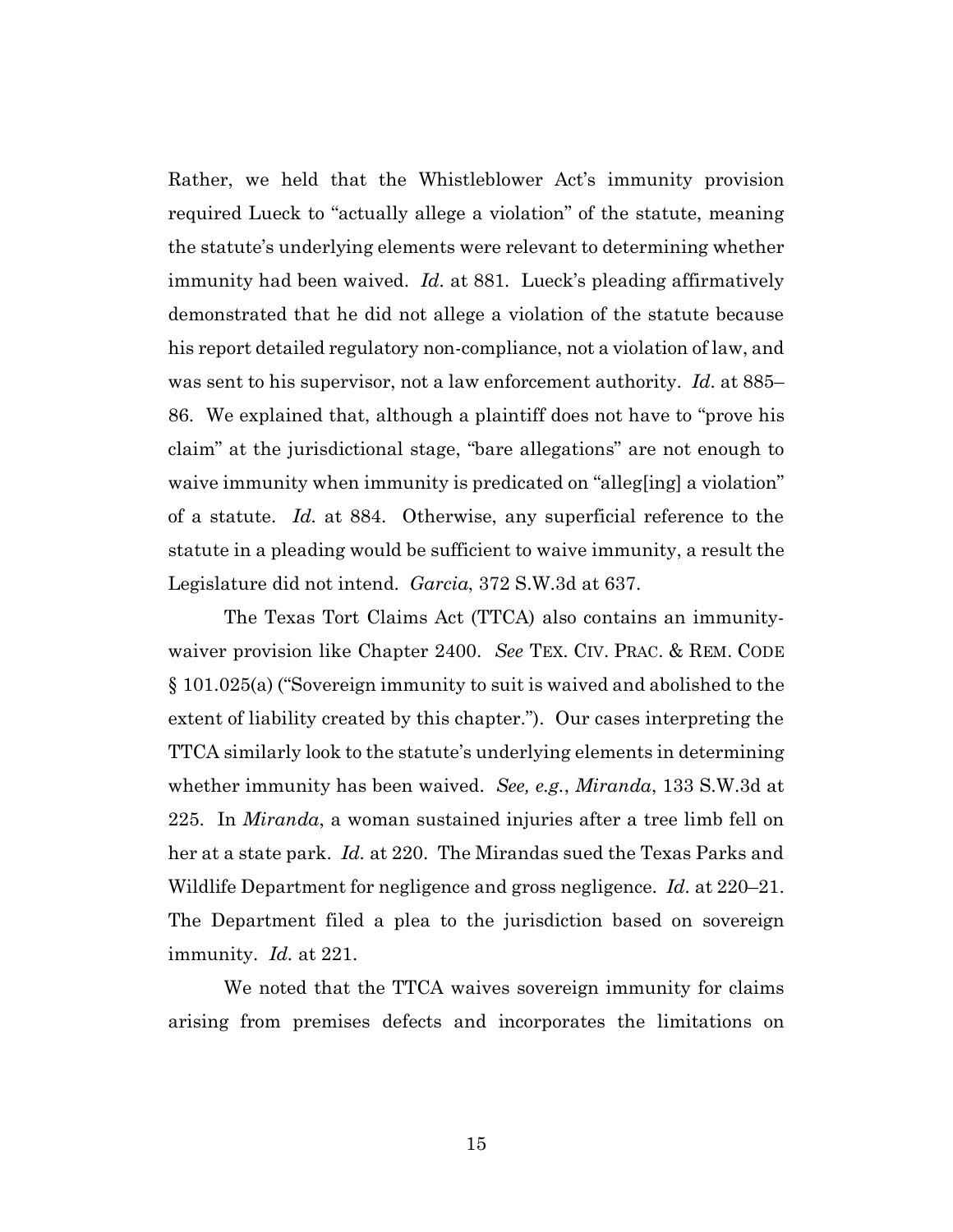Rather, we held that the Whistleblower Act's immunity provision required Lueck to "actually allege a violation" of the statute, meaning the statute's underlying elements were relevant to determining whether immunity had been waived. *Id.* at 881. Lueck's pleading affirmatively demonstrated that he did not allege a violation of the statute because his report detailed regulatory non-compliance, not a violation of law, and was sent to his supervisor, not a law enforcement authority. *Id.* at 885–86. We explained that, although a plaintiff does not have to "prove his claim" at the jurisdictional stage, "bare allegations" are not enough to waive immunity when immunity is predicated on "alleg[ing] a violation" of a statute. *Id.* at 884. Otherwise, any superficial reference to the statute in a pleading would be sufficient to waive immunity, a result the Legislature did not intend. *Garcia*, 372 S.W.3d at 637.

The Texas Tort Claims Act (TTCA) also contains an immunity-waiver provision like Chapter 2400. *See* TEX. CIV. PRAC. & REM. CODE § 101.025(a) ("Sovereign immunity to suit is waived and abolished to the extent of liability created by this chapter."). Our cases interpreting the TTCA similarly look to the statute's underlying elements in determining whether immunity has been waived. *See, e.g.*, *Miranda*, 133 S.W.3d at 225. In *Miranda*, a woman sustained injuries after a tree limb fell on her at a state park. *Id.* at 220. The Mirandas sued the Texas Parks and Wildlife Department for negligence and gross negligence. *Id.* at 220–21. The Department filed a plea to the jurisdiction based on sovereign immunity. *Id.* at 221.

We noted that the TTCA waives sovereign immunity for claims arising from premises defects and incorporates the limitations on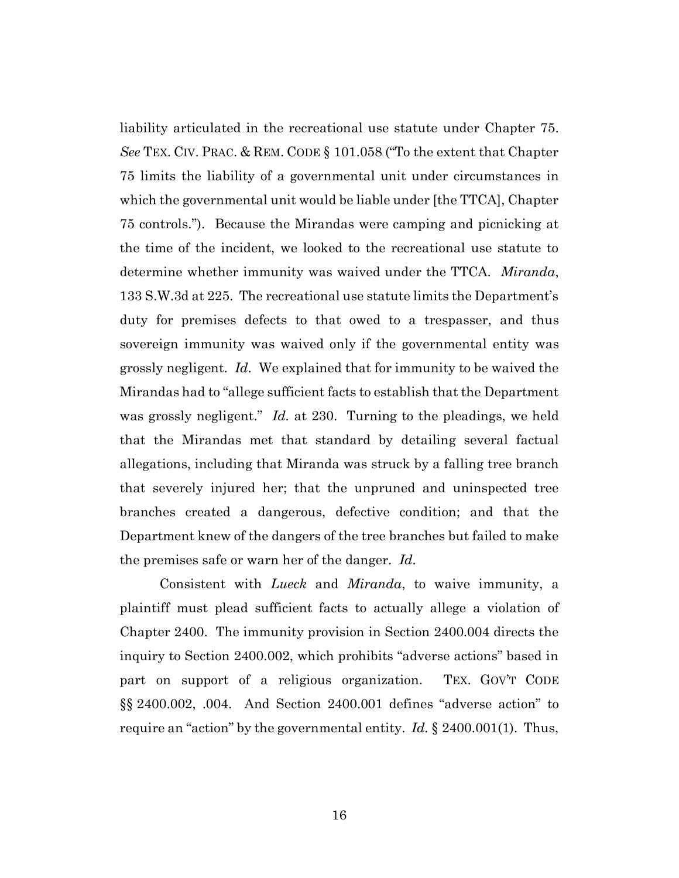liability articulated in the recreational use statute under Chapter 75. *See* TEX. CIV. PRAC. & REM. CODE § 101.058 ("To the extent that Chapter 75 limits the liability of a governmental unit under circumstances in which the governmental unit would be liable under [the TTCA], Chapter 75 controls."). Because the Mirandas were camping and picnicking at the time of the incident, we looked to the recreational use statute to determine whether immunity was waived under the TTCA. *Miranda*, 133 S.W.3d at 225. The recreational use statute limits the Department's duty for premises defects to that owed to a trespasser, and thus sovereign immunity was waived only if the governmental entity was grossly negligent. *Id.* We explained that for immunity to be waived the Mirandas had to "allege sufficient facts to establish that the Department was grossly negligent." *Id.* at 230. Turning to the pleadings, we held that the Mirandas met that standard by detailing several factual allegations, including that Miranda was struck by a falling tree branch that severely injured her; that the unpruned and uninspected tree branches created a dangerous, defective condition; and that the Department knew of the dangers of the tree branches but failed to make the premises safe or warn her of the danger. *Id.*

Consistent with *Lueck* and *Miranda*, to waive immunity, a plaintiff must plead sufficient facts to actually allege a violation of Chapter 2400. The immunity provision in Section 2400.004 directs the inquiry to Section 2400.002, which prohibits "adverse actions" based in part on support of a religious organization. TEX. GOV'T CODE §§ 2400.002, .004. And Section 2400.001 defines "adverse action" to require an "action" by the governmental entity. *Id.* § 2400.001(1). Thus,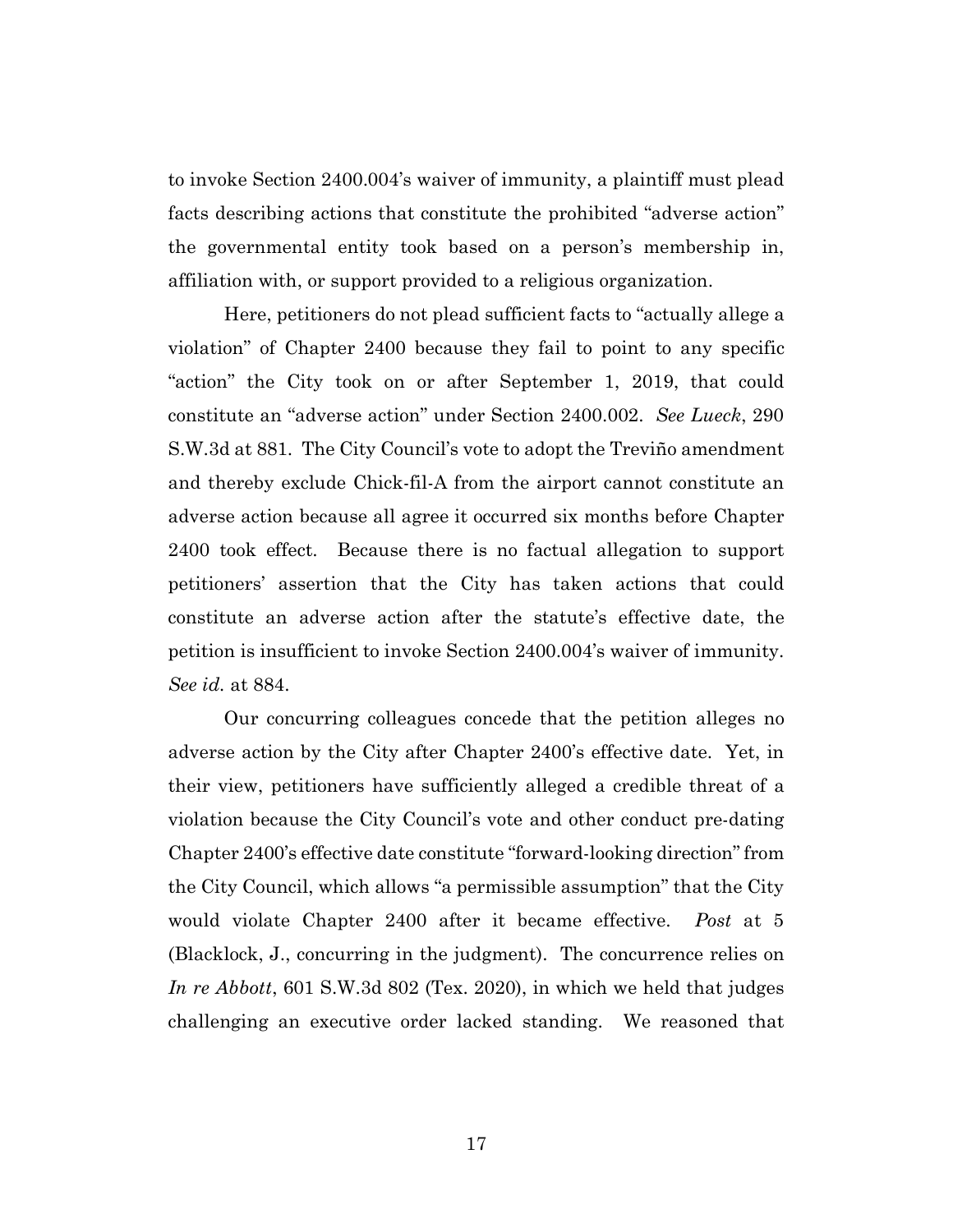to invoke Section 2400.004's waiver of immunity, a plaintiff must plead facts describing actions that constitute the prohibited "adverse action" the governmental entity took based on a person's membership in, affiliation with, or support provided to a religious organization.

Here, petitioners do not plead sufficient facts to "actually allege a violation" of Chapter 2400 because they fail to point to any specific "action" the City took on or after September 1, 2019, that could constitute an "adverse action" under Section 2400.002. *See Lueck*, 290 S.W.3d at 881. The City Council's vote to adopt the Treviño amendment and thereby exclude Chick-fil-A from the airport cannot constitute an adverse action because all agree it occurred six months before Chapter 2400 took effect. Because there is no factual allegation to support petitioners' assertion that the City has taken actions that could constitute an adverse action after the statute's effective date, the petition is insufficient to invoke Section 2400.004's waiver of immunity. *See id.* at 884.

Our concurring colleagues concede that the petition alleges no adverse action by the City after Chapter 2400's effective date. Yet, in their view, petitioners have sufficiently alleged a credible threat of a violation because the City Council's vote and other conduct pre-dating Chapter 2400's effective date constitute "forward-looking direction" from the City Council, which allows "a permissible assumption" that the City would violate Chapter 2400 after it became effective. *Post* at 5 (Blacklock, J., concurring in the judgment). The concurrence relies on *In re Abbott*, 601 S.W.3d 802 (Tex. 2020), in which we held that judges challenging an executive order lacked standing. We reasoned that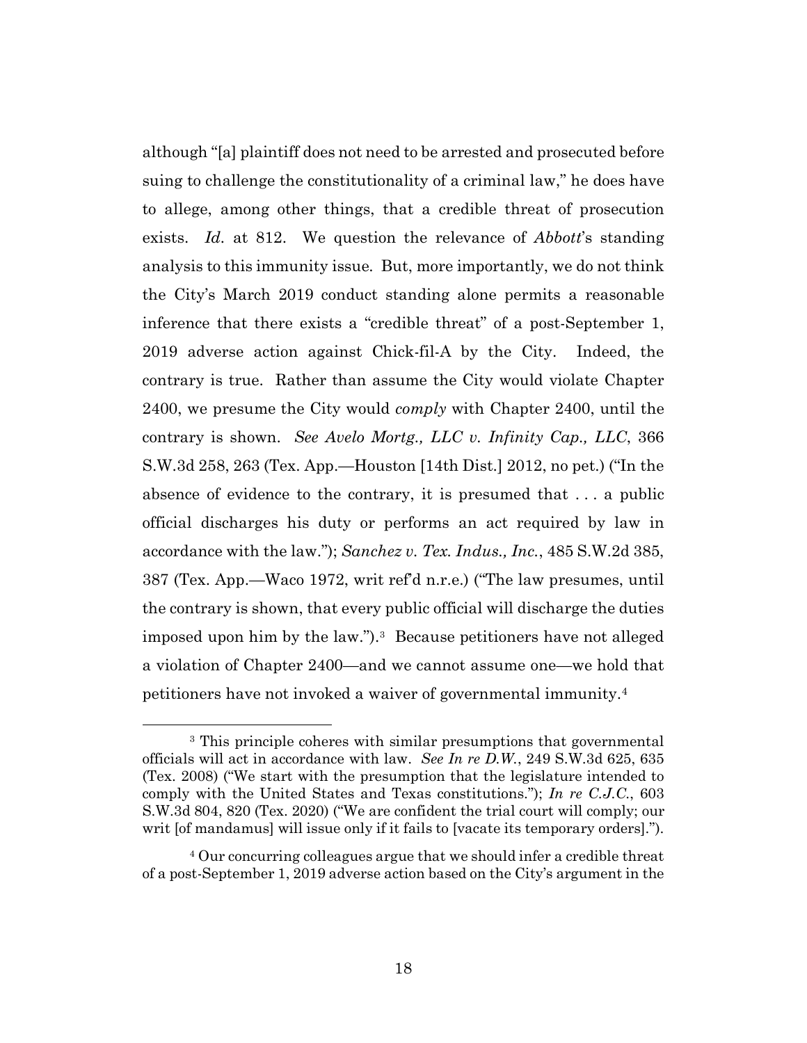although "[a] plaintiff does not need to be arrested and prosecuted before suing to challenge the constitutionality of a criminal law," he does have to allege, among other things, that a credible threat of prosecution exists. *Id.* at 812. We question the relevance of *Abbott*'s standing analysis to this immunity issue. But, more importantly, we do not think the City's March 2019 conduct standing alone permits a reasonable inference that there exists a "credible threat" of a post-September 1, 2019 adverse action against Chick-fil-A by the City. Indeed, the contrary is true. Rather than assume the City would violate Chapter 2400, we presume the City would *comply* with Chapter 2400, until the contrary is shown. *See Avelo Mortg., LLC v. Infinity Cap., LLC*, 366 S.W.3d 258, 263 (Tex. App.—Houston [14th Dist.] 2012, no pet.) ("In the absence of evidence to the contrary, it is presumed that . . . a public official discharges his duty or performs an act required by law in accordance with the law."); *Sanchez v. Tex. Indus., Inc.*, 485 S.W.2d 385, 387 (Tex. App.—Waco 1972, writ ref'd n.r.e.) ("The law presumes, until the contrary is shown, that every public official will discharge the duties imposed upon him by the law.").[3] Because petitioners have not alleged a violation of Chapter 2400—and we cannot assume one—we hold that petitioners have not invoked a waiver of governmental immunity.[4]

---

[3] This principle coheres with similar presumptions that governmental officials will act in accordance with law. *See In re D.W.*, 249 S.W.3d 625, 635 (Tex. 2008) ("We start with the presumption that the legislature intended to comply with the United States and Texas constitutions."); *In re C.J.C.*, 603 S.W.3d 804, 820 (Tex. 2020) ("We are confident the trial court will comply; our writ [of mandamus] will issue only if it fails to [vacate its temporary orders].").

[4] Our concurring colleagues argue that we should infer a credible threat of a post-September 1, 2019 adverse action based on the City's argument in the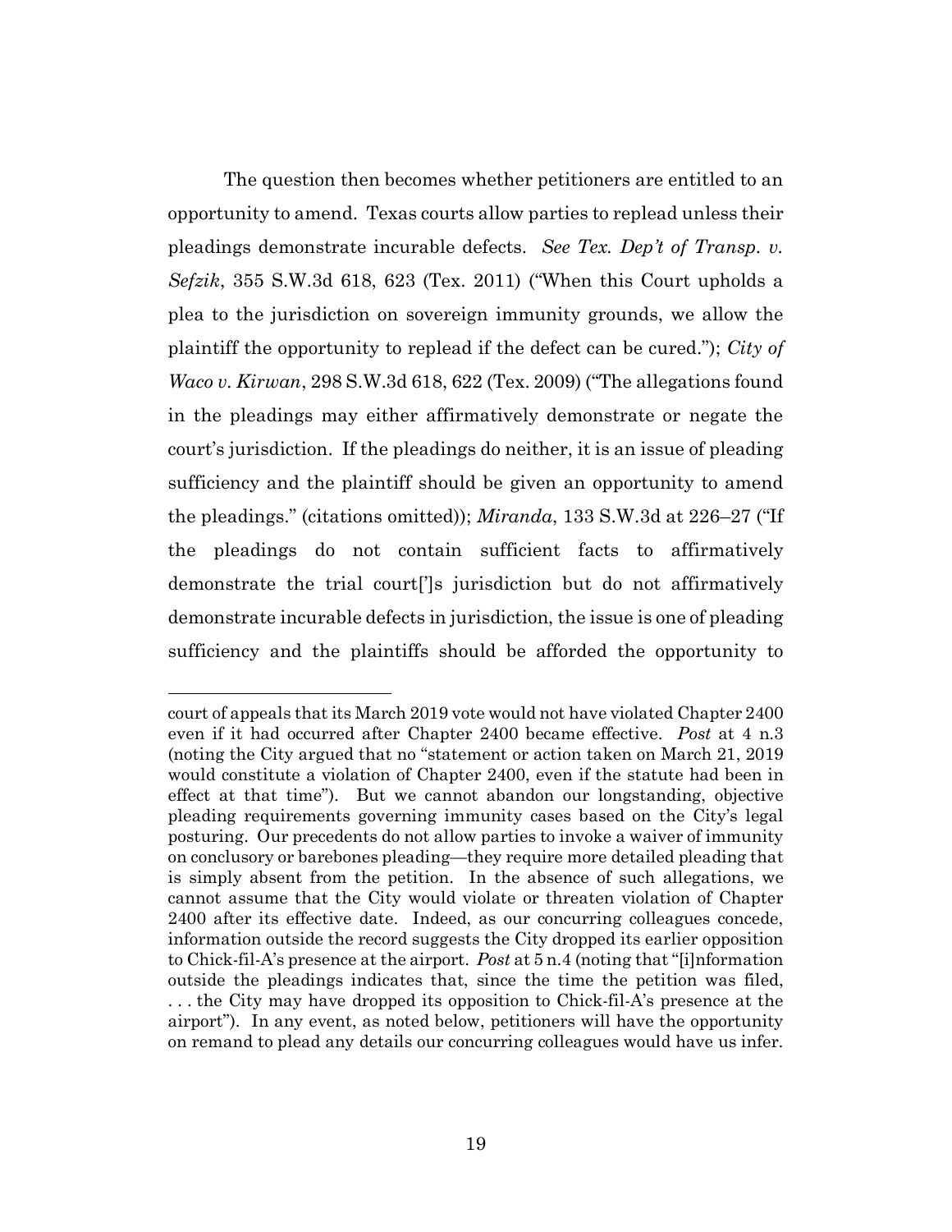The question then becomes whether petitioners are entitled to an opportunity to amend. Texas courts allow parties to replead unless their pleadings demonstrate incurable defects. *See Tex. Dep't of Transp. v. Sefzik*, 355 S.W.3d 618, 623 (Tex. 2011) ("When this Court upholds a plea to the jurisdiction on sovereign immunity grounds, we allow the plaintiff the opportunity to replead if the defect can be cured."); *City of Waco v. Kirwan*, 298 S.W.3d 618, 622 (Tex. 2009) ("The allegations found in the pleadings may either affirmatively demonstrate or negate the court's jurisdiction. If the pleadings do neither, it is an issue of pleading sufficiency and the plaintiff should be given an opportunity to amend the pleadings." (citations omitted)); *Miranda*, 133 S.W.3d at 226–27 ("If the pleadings do not contain sufficient facts to affirmatively demonstrate the trial court[']s jurisdiction but do not affirmatively demonstrate incurable defects in jurisdiction, the issue is one of pleading sufficiency and the plaintiffs should be afforded the opportunity to

---

court of appeals that its March 2019 vote would not have violated Chapter 2400 even if it had occurred after Chapter 2400 became effective. *Post* at 4 n.3 (noting the City argued that no "statement or action taken on March 21, 2019 would constitute a violation of Chapter 2400, even if the statute had been in effect at that time"). But we cannot abandon our longstanding, objective pleading requirements governing immunity cases based on the City's legal posturing. Our precedents do not allow parties to invoke a waiver of immunity on conclusory or barebones pleading—they require more detailed pleading that is simply absent from the petition. In the absence of such allegations, we cannot assume that the City would violate or threaten violation of Chapter 2400 after its effective date. Indeed, as our concurring colleagues concede, information outside the record suggests the City dropped its earlier opposition to Chick-fil-A's presence at the airport. *Post* at 5 n.4 (noting that "[i]nformation outside the pleadings indicates that, since the time the petition was filed, . . . the City may have dropped its opposition to Chick-fil-A's presence at the airport"). In any event, as noted below, petitioners will have the opportunity on remand to plead any details our concurring colleagues would have us infer.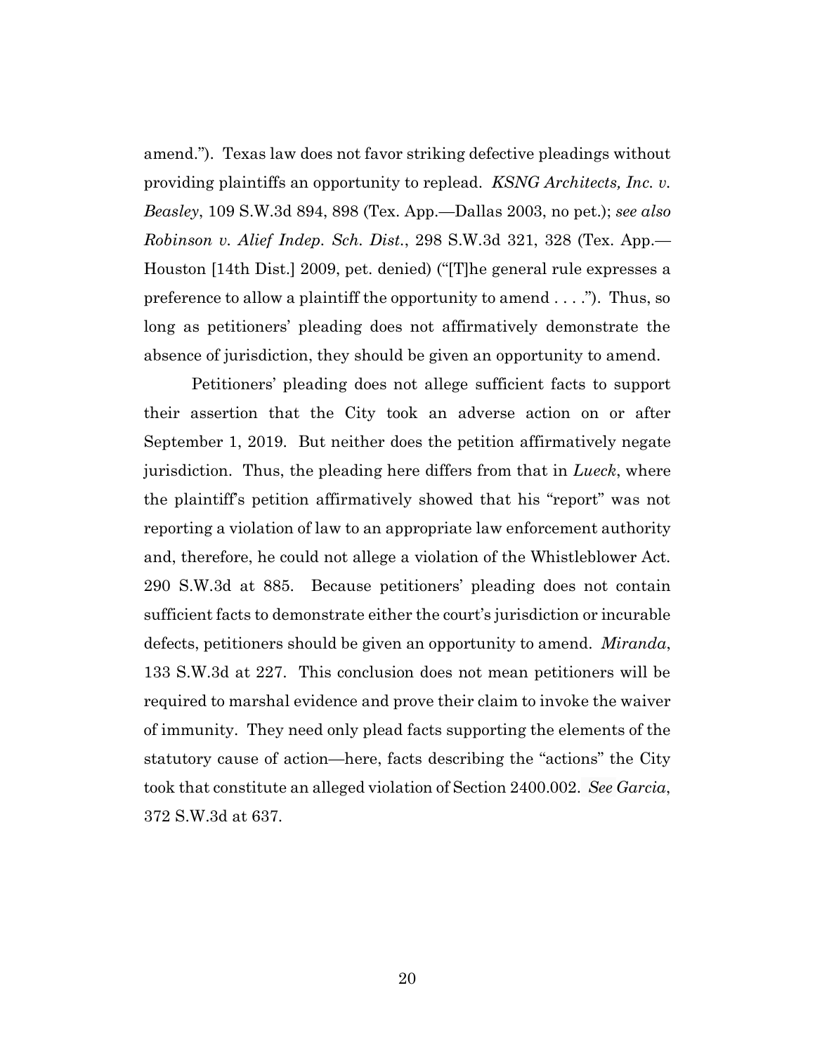amend."). Texas law does not favor striking defective pleadings without providing plaintiffs an opportunity to replead. *KSNG Architects, Inc. v. Beasley*, 109 S.W.3d 894, 898 (Tex. App.—Dallas 2003, no pet.); *see also Robinson v. Alief Indep. Sch. Dist.*, 298 S.W.3d 321, 328 (Tex. App.—Houston [14th Dist.] 2009, pet. denied) ("[T]he general rule expresses a preference to allow a plaintiff the opportunity to amend . . . ."). Thus, so long as petitioners' pleading does not affirmatively demonstrate the absence of jurisdiction, they should be given an opportunity to amend.

Petitioners' pleading does not allege sufficient facts to support their assertion that the City took an adverse action on or after September 1, 2019. But neither does the petition affirmatively negate jurisdiction. Thus, the pleading here differs from that in *Lueck*, where the plaintiff's petition affirmatively showed that his "report" was not reporting a violation of law to an appropriate law enforcement authority and, therefore, he could not allege a violation of the Whistleblower Act. 290 S.W.3d at 885. Because petitioners' pleading does not contain sufficient facts to demonstrate either the court's jurisdiction or incurable defects, petitioners should be given an opportunity to amend. *Miranda*, 133 S.W.3d at 227. This conclusion does not mean petitioners will be required to marshal evidence and prove their claim to invoke the waiver of immunity. They need only plead facts supporting the elements of the statutory cause of action—here, facts describing the "actions" the City took that constitute an alleged violation of Section 2400.002. *See Garcia*, 372 S.W.3d at 637.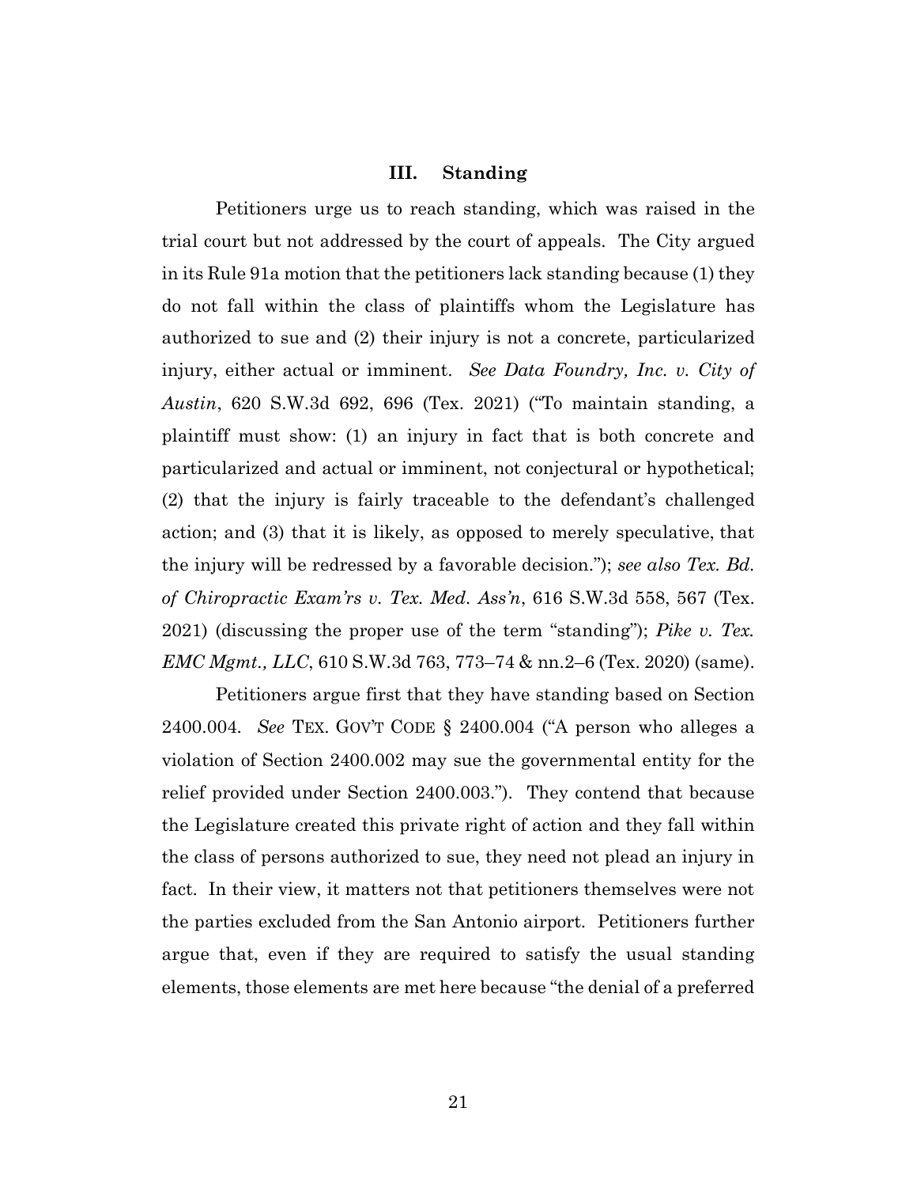### III. Standing

Petitioners urge us to reach standing, which was raised in the trial court but not addressed by the court of appeals. The City argued in its Rule 91a motion that the petitioners lack standing because (1) they do not fall within the class of plaintiffs whom the Legislature has authorized to sue and (2) their injury is not a concrete, particularized injury, either actual or imminent. *See Data Foundry, Inc. v. City of Austin*, 620 S.W.3d 692, 696 (Tex. 2021) ("To maintain standing, a plaintiff must show: (1) an injury in fact that is both concrete and particularized and actual or imminent, not conjectural or hypothetical; (2) that the injury is fairly traceable to the defendant's challenged action; and (3) that it is likely, as opposed to merely speculative, that the injury will be redressed by a favorable decision."); *see also Tex. Bd. of Chiropractic Exam'rs v. Tex. Med. Ass'n*, 616 S.W.3d 558, 567 (Tex. 2021) (discussing the proper use of the term "standing"); *Pike v. Tex. EMC Mgmt., LLC*, 610 S.W.3d 763, 773–74 & nn.2–6 (Tex. 2020) (same).

Petitioners argue first that they have standing based on Section 2400.004. *See* TEX. GOV'T CODE § 2400.004 ("A person who alleges a violation of Section 2400.002 may sue the governmental entity for the relief provided under Section 2400.003."). They contend that because the Legislature created this private right of action and they fall within the class of persons authorized to sue, they need not plead an injury in fact. In their view, it matters not that petitioners themselves were not the parties excluded from the San Antonio airport. Petitioners further argue that, even if they are required to satisfy the usual standing elements, those elements are met here because "the denial of a preferred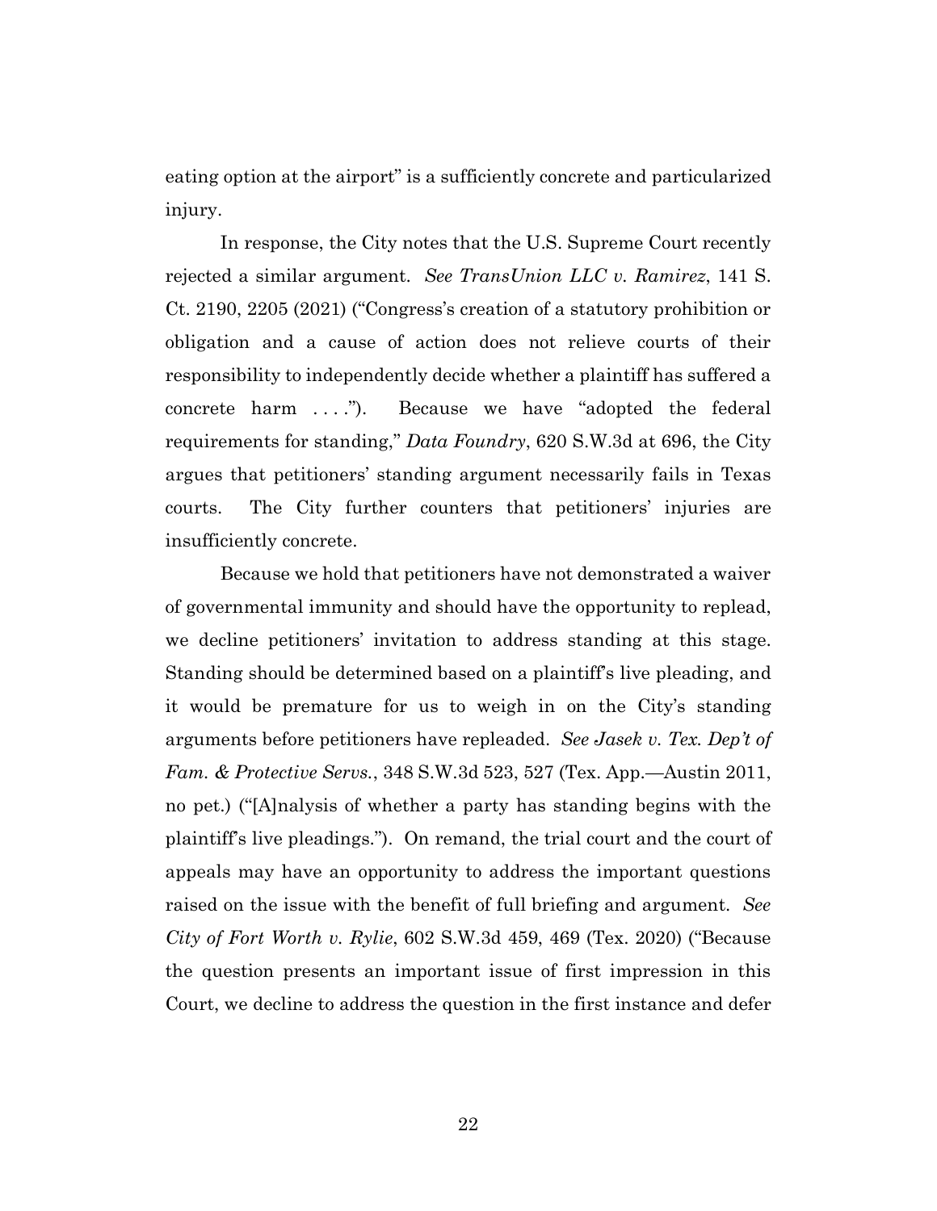eating option at the airport" is a sufficiently concrete and particularized injury.

In response, the City notes that the U.S. Supreme Court recently rejected a similar argument. *See TransUnion LLC v. Ramirez*, 141 S. Ct. 2190, 2205 (2021) ("Congress's creation of a statutory prohibition or obligation and a cause of action does not relieve courts of their responsibility to independently decide whether a plaintiff has suffered a concrete harm . . . ."). Because we have "adopted the federal requirements for standing," *Data Foundry*, 620 S.W.3d at 696, the City argues that petitioners' standing argument necessarily fails in Texas courts. The City further counters that petitioners' injuries are insufficiently concrete.

Because we hold that petitioners have not demonstrated a waiver of governmental immunity and should have the opportunity to replead, we decline petitioners' invitation to address standing at this stage. Standing should be determined based on a plaintiff's live pleading, and it would be premature for us to weigh in on the City's standing arguments before petitioners have repleaded. *See Jasek v. Tex. Dep't of Fam. & Protective Servs.*, 348 S.W.3d 523, 527 (Tex. App.—Austin 2011, no pet.) ("[A]nalysis of whether a party has standing begins with the plaintiff's live pleadings."). On remand, the trial court and the court of appeals may have an opportunity to address the important questions raised on the issue with the benefit of full briefing and argument. *See City of Fort Worth v. Rylie*, 602 S.W.3d 459, 469 (Tex. 2020) ("Because the question presents an important issue of first impression in this Court, we decline to address the question in the first instance and defer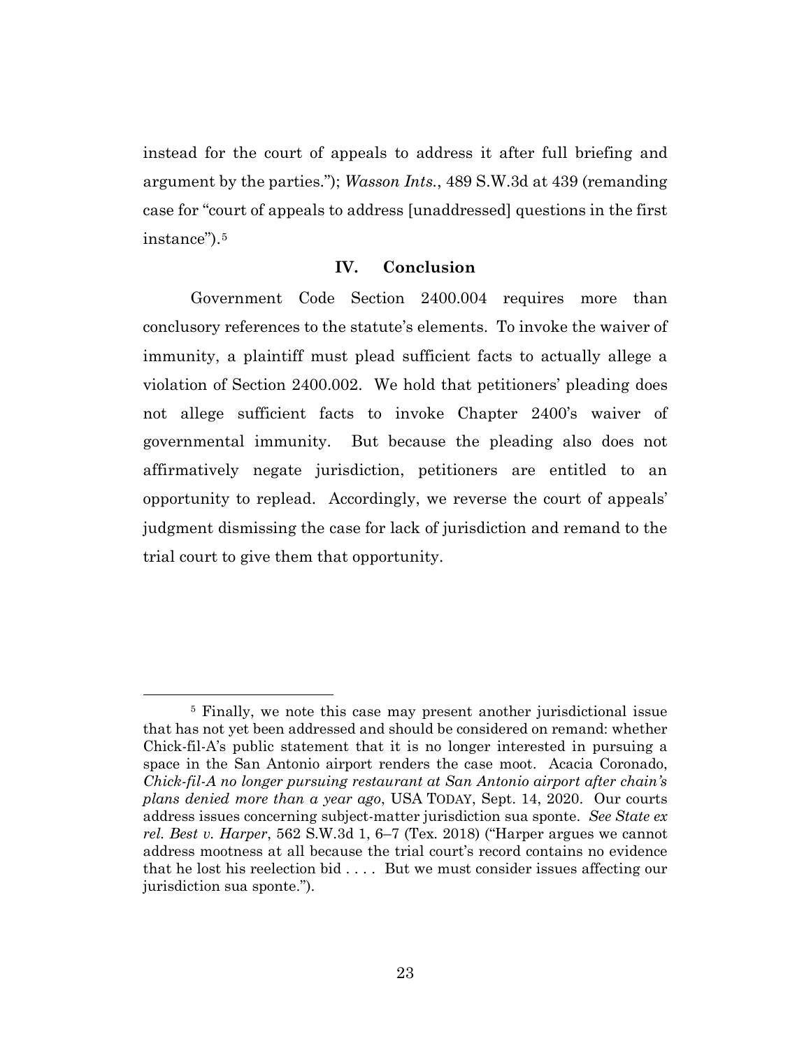instead for the court of appeals to address it after full briefing and argument by the parties."); *Wasson Ints.*, 489 S.W.3d at 439 (remanding case for "court of appeals to address [unaddressed] questions in the first instance").[5]

## IV. Conclusion

Government Code Section 2400.004 requires more than conclusory references to the statute's elements. To invoke the waiver of immunity, a plaintiff must plead sufficient facts to actually allege a violation of Section 2400.002. We hold that petitioners' pleading does not allege sufficient facts to invoke Chapter 2400's waiver of governmental immunity. But because the pleading also does not affirmatively negate jurisdiction, petitioners are entitled to an opportunity to replead. Accordingly, we reverse the court of appeals' judgment dismissing the case for lack of jurisdiction and remand to the trial court to give them that opportunity.

---

[5] Finally, we note this case may present another jurisdictional issue that has not yet been addressed and should be considered on remand: whether Chick-fil-A's public statement that it is no longer interested in pursuing a space in the San Antonio airport renders the case moot. Acacia Coronado, *Chick-fil-A no longer pursuing restaurant at San Antonio airport after chain's plans denied more than a year ago*, USA TODAY, Sept. 14, 2020. Our courts address issues concerning subject-matter jurisdiction sua sponte. *See State ex rel. Best v. Harper*, 562 S.W.3d 1, 6–7 (Tex. 2018) ("Harper argues we cannot address mootness at all because the trial court's record contains no evidence that he lost his reelection bid . . . . But we must consider issues affecting our jurisdiction sua sponte.").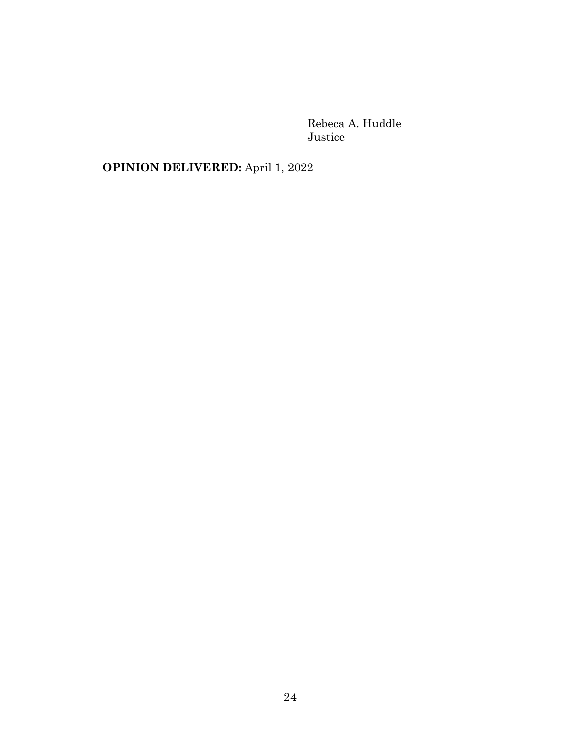Rebeca A. Huddle
Justice

**OPINION DELIVERED:** April 1, 2022